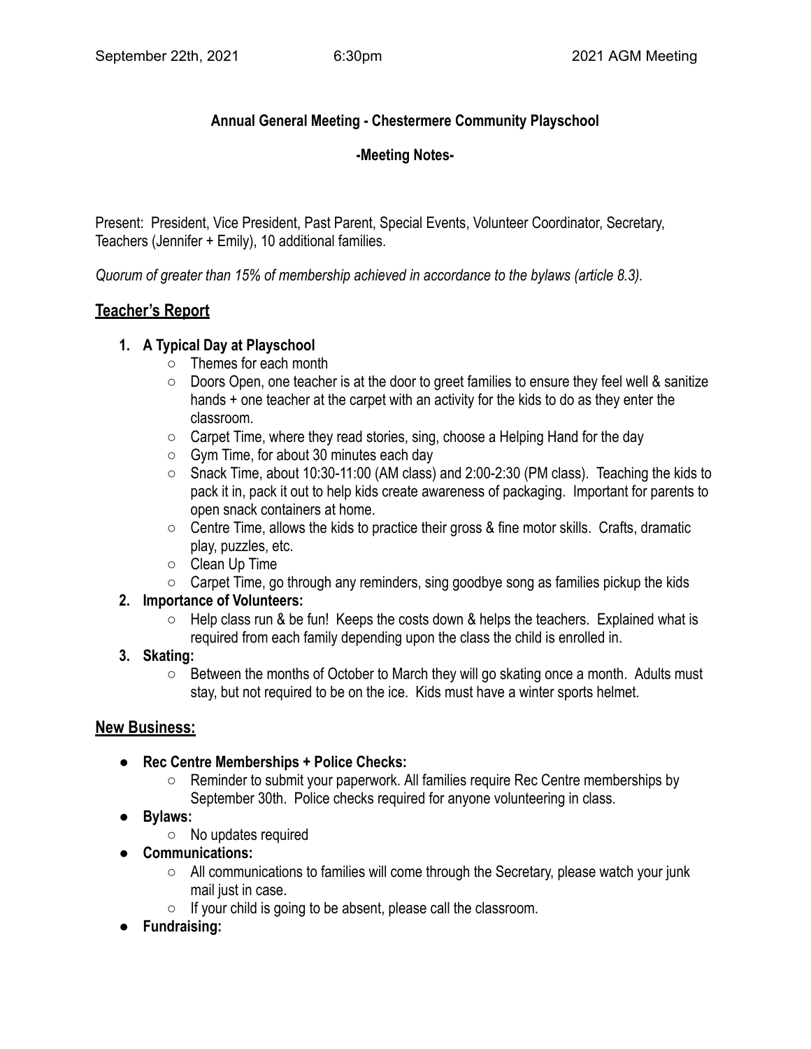September 22th, 2021 6:30pm 2021 AGM Meeting

**Annual General Meeting - Chestermere Community Playschool**

**-Meeting Notes-**

Present: President, Vice President, Past Parent, Special Events, Volunteer Coordinator, Secretary, Teachers (Jennifer + Emily), 10 additional families.

*Quorum of greater than 15% of membership achieved in accordance to the bylaws (article 8.3).*

## Teacher's Report

1. **A Typical Day at Playschool**
   - Themes for each month
   - Doors Open, one teacher is at the door to greet families to ensure they feel well & sanitize hands + one teacher at the carpet with an activity for the kids to do as they enter the classroom.
   - Carpet Time, where they read stories, sing, choose a Helping Hand for the day
   - Gym Time, for about 30 minutes each day
   - Snack Time, about 10:30-11:00 (AM class) and 2:00-2:30 (PM class). Teaching the kids to pack it in, pack it out to help kids create awareness of packaging. Important for parents to open snack containers at home.
   - Centre Time, allows the kids to practice their gross & fine motor skills. Crafts, dramatic play, puzzles, etc.
   - Clean Up Time
   - Carpet Time, go through any reminders, sing goodbye song as families pickup the kids
2. **Importance of Volunteers:**
   - Help class run & be fun! Keeps the costs down & helps the teachers. Explained what is required from each family depending upon the class the child is enrolled in.
3. **Skating:**
   - Between the months of October to March they will go skating once a month. Adults must stay, but not required to be on the ice. Kids must have a winter sports helmet.

## New Business:

- **Rec Centre Memberships + Police Checks:**
  - Reminder to submit your paperwork. All families require Rec Centre memberships by September 30th. Police checks required for anyone volunteering in class.
- **Bylaws:**
  - No updates required
- **Communications:**
  - All communications to families will come through the Secretary, please watch your junk mail just in case.
  - If your child is going to be absent, please call the classroom.
- **Fundraising:**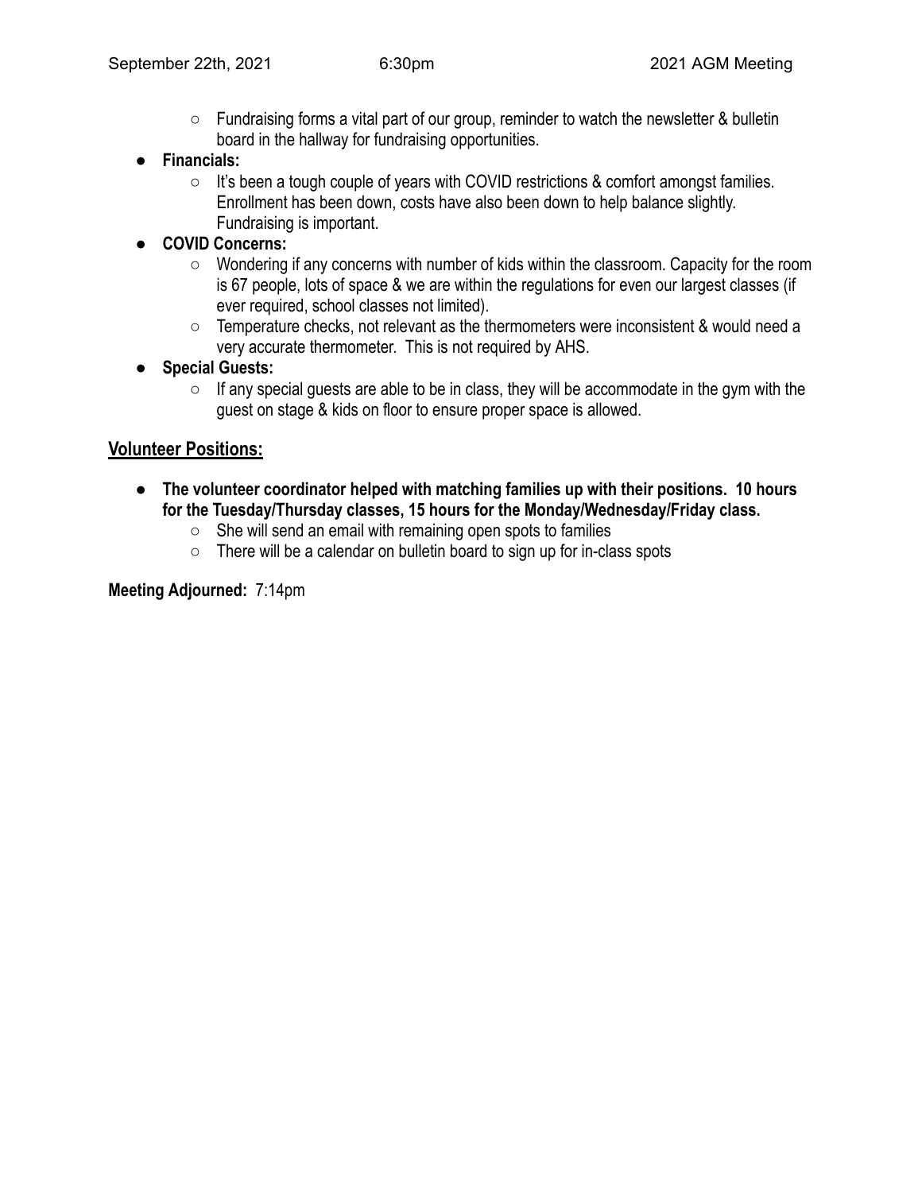- Fundraising forms a vital part of our group, reminder to watch the newsletter & bulletin board in the hallway for fundraising opportunities.

- **Financials:**
  - It's been a tough couple of years with COVID restrictions & comfort amongst families. Enrollment has been down, costs have also been down to help balance slightly. Fundraising is important.
- **COVID Concerns:**
  - Wondering if any concerns with number of kids within the classroom. Capacity for the room is 67 people, lots of space & we are within the regulations for even our largest classes (if ever required, school classes not limited).
  - Temperature checks, not relevant as the thermometers were inconsistent & would need a very accurate thermometer. This is not required by AHS.
- **Special Guests:**
  - If any special guests are able to be in class, they will be accommodate in the gym with the guest on stage & kids on floor to ensure proper space is allowed.

## Volunteer Positions:

- **The volunteer coordinator helped with matching families up with their positions. 10 hours for the Tuesday/Thursday classes, 15 hours for the Monday/Wednesday/Friday class.**
  - She will send an email with remaining open spots to families
  - There will be a calendar on bulletin board to sign up for in-class spots

**Meeting Adjourned:** 7:14pm